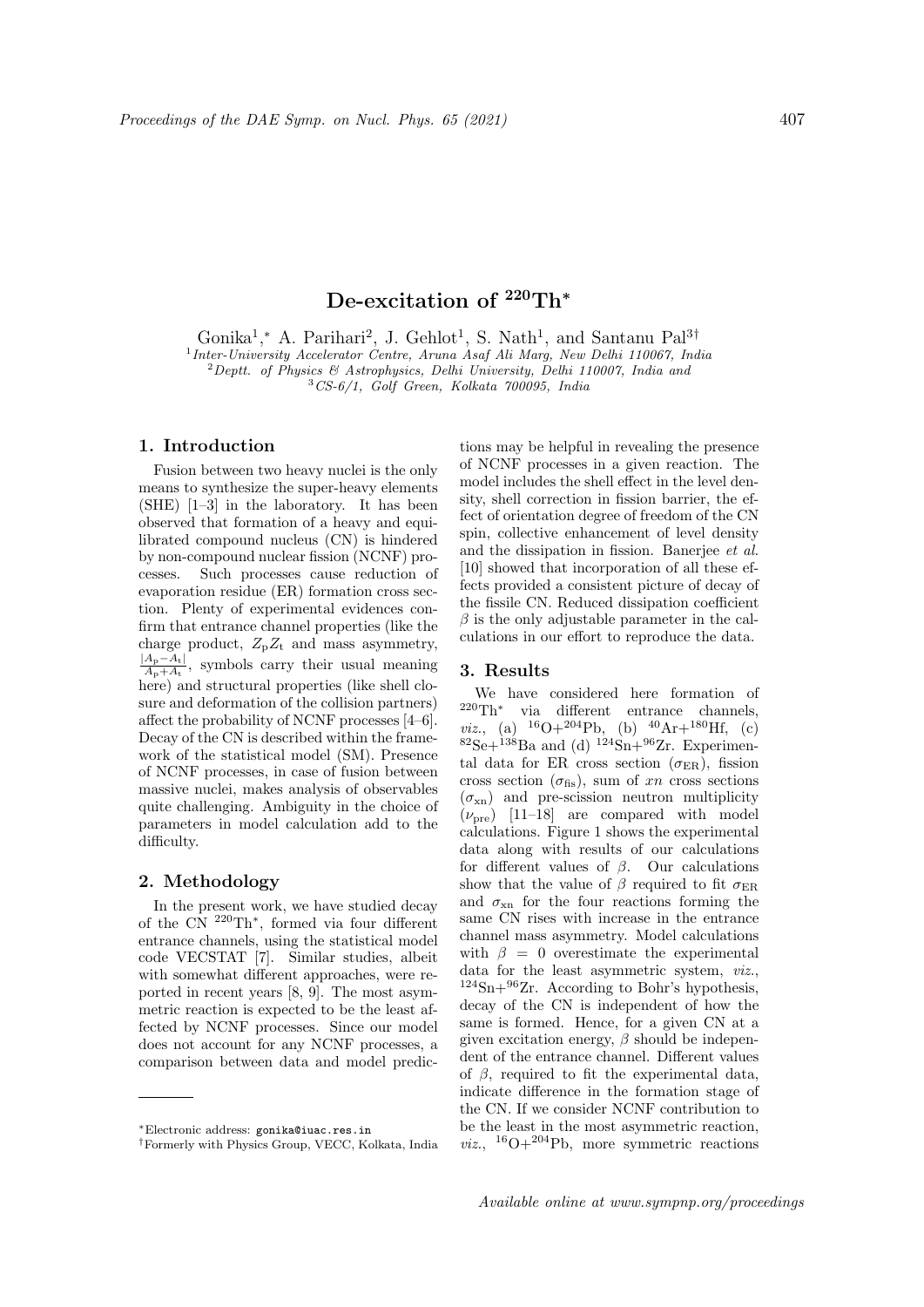# De-excitation of $^{220}$Th*

Gonika[1,*], A. Parihari[2], J. Gehlot[1], S. Nath[1], and Santanu Pal[3†]

[1] *Inter-University Accelerator Centre, Aruna Asaf Ali Marg, New Delhi 110067, India*
[2] *Deptt. of Physics & Astrophysics, Delhi University, Delhi 110007, India and*
[3] *CS-6/1, Golf Green, Kolkata 700095, India*

## 1. Introduction

Fusion between two heavy nuclei is the only means to synthesize the super-heavy elements (SHE) [1–3] in the laboratory. It has been observed that formation of a heavy and equilibrated compound nucleus (CN) is hindered by non-compound nuclear fission (NCNF) processes. Such processes cause reduction of evaporation residue (ER) formation cross section. Plenty of experimental evidences confirm that entrance channel properties (like the charge product, $Z_pZ_t$ and mass asymmetry, $\frac{|A_p-A_t|}{A_p+A_t}$, symbols carry their usual meaning here) and structural properties (like shell closure and deformation of the collision partners) affect the probability of NCNF processes [4–6]. Decay of the CN is described within the framework of the statistical model (SM). Presence of NCNF processes, in case of fusion between massive nuclei, makes analysis of observables quite challenging. Ambiguity in the choice of parameters in model calculation add to the difficulty.

## 2. Methodology

In the present work, we have studied decay of the CN $^{220}$Th*, formed via four different entrance channels, using the statistical model code VECSTAT [7]. Similar studies, albeit with somewhat different approaches, were reported in recent years [8, 9]. The most asymmetric reaction is expected to be the least affected by NCNF processes. Since our model does not account for any NCNF processes, a comparison between data and model predictions may be helpful in revealing the presence of NCNF processes in a given reaction. The model includes the shell effect in the level density, shell correction in fission barrier, the effect of orientation degree of freedom of the CN spin, collective enhancement of level density and the dissipation in fission. Banerjee *et al.* [10] showed that incorporation of all these effects provided a consistent picture of decay of the fissile CN. Reduced dissipation coefficient $\beta$ is the only adjustable parameter in the calculations in our effort to reproduce the data.

## 3. Results

We have considered here formation of $^{220}$Th* via different entrance channels, *viz.*, (a) $^{16}$O+$^{204}$Pb, (b) $^{40}$Ar+$^{180}$Hf, (c) $^{82}$Se+$^{138}$Ba and (d) $^{124}$Sn+$^{96}$Zr. Experimental data for ER cross section ($\sigma_{\rm ER}$), fission cross section ($\sigma_{\rm fis}$), sum of $xn$ cross sections ($\sigma_{\rm xn}$) and pre-scission neutron multiplicity ($\nu_{\rm pre}$) [11–18] are compared with model calculations. Figure 1 shows the experimental data along with results of our calculations for different values of $\beta$. Our calculations show that the value of $\beta$ required to fit $\sigma_{\rm ER}$ and $\sigma_{\rm xn}$ for the four reactions forming the same CN rises with increase in the entrance channel mass asymmetry. Model calculations with $\beta = 0$ overestimate the experimental data for the least asymmetric system, *viz.*, $^{124}$Sn+$^{96}$Zr. According to Bohr's hypothesis, decay of the CN is independent of how the same is formed. Hence, for a given CN at a given excitation energy, $\beta$ should be independent of the entrance channel. Different values of $\beta$, required to fit the experimental data, indicate difference in the formation stage of the CN. If we consider NCNF contribution to be the least in the most asymmetric reaction, *viz.*, $^{16}$O+$^{204}$Pb, more symmetric reactions

---

*Electronic address: gonika@iuac.res.in

†Formerly with Physics Group, VECC, Kolkata, India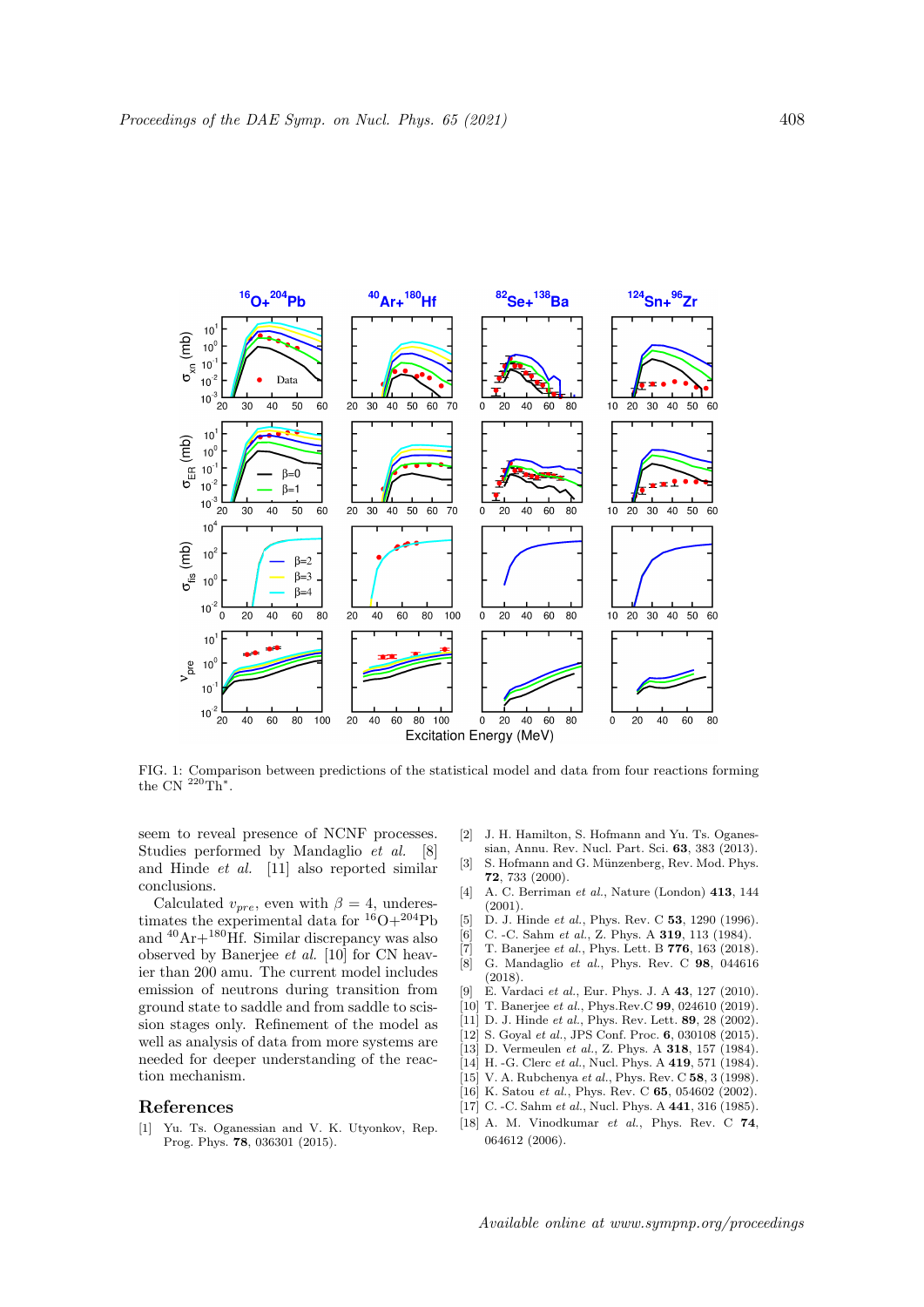$^{16}$O+$^{204}$Pb

$^{40}$Ar+$^{180}$Hf

$^{82}$Se+$^{138}$Ba

$^{124}$Sn+$^{96}$Zr

$\sigma_{xn}$ (mb)

$\sigma_{ER}$ (mb)

$\sigma_{fis}$ (mb)

$\nu_{pre}$

Data

β=0

β=1

β=2

β=3

β=4

Excitation Energy (MeV)

FIG. 1: Comparison between predictions of the statistical model and data from four reactions forming the CN $^{220}$Th$^*$.

seem to reveal presence of NCNF processes. Studies performed by Mandaglio *et al.* [8] and Hinde *et al.* [11] also reported similar conclusions.

Calculated $v_{pre}$, even with $\beta = 4$, underestimates the experimental data for $^{16}$O+$^{204}$Pb and $^{40}$Ar+$^{180}$Hf. Similar discrepancy was also observed by Banerjee *et al.* [10] for CN heavier than 200 amu. The current model includes emission of neutrons during transition from ground state to saddle and from saddle to scission stages only. Refinement of the model as well as analysis of data from more systems are needed for deeper understanding of the reaction mechanism.

## References

[1] Yu. Ts. Oganessian and V. K. Utyonkov, Rep. Prog. Phys. **78**, 036301 (2015).

[2] J. H. Hamilton, S. Hofmann and Yu. Ts. Oganessian, Annu. Rev. Nucl. Part. Sci. **63**, 383 (2013).

[3] S. Hofmann and G. Münzenberg, Rev. Mod. Phys. **72**, 733 (2000).

[4] A. C. Berriman *et al.*, Nature (London) **413**, 144 (2001).

[5] D. J. Hinde *et al.*, Phys. Rev. C **53**, 1290 (1996).

[6] C. -C. Sahm *et al.*, Z. Phys. A **319**, 113 (1984).

[7] T. Banerjee *et al.*, Phys. Lett. B **776**, 163 (2018).

[8] G. Mandaglio *et al.*, Phys. Rev. C **98**, 044616 (2018).

[9] E. Vardaci *et al.*, Eur. Phys. J. A **43**, 127 (2010).

[10] T. Banerjee *et al.*, Phys.Rev.C **99**, 024610 (2019).

[11] D. J. Hinde *et al.*, Phys. Rev. Lett. **89**, 28 (2002).

[12] S. Goyal *et al.*, JPS Conf. Proc. **6**, 030108 (2015).

[13] D. Vermeulen *et al.*, Z. Phys. A **318**, 157 (1984).

[14] H. -G. Clerc *et al.*, Nucl. Phys. A **419**, 571 (1984).

[15] V. A. Rubchenya *et al.*, Phys. Rev. C **58**, 3 (1998).

[16] K. Satou *et al.*, Phys. Rev. C **65**, 054602 (2002).

[17] C. -C. Sahm *et al.*, Nucl. Phys. A **441**, 316 (1985).

[18] A. M. Vinodkumar *et al.*, Phys. Rev. C **74**, 064612 (2006).

*Available online at www.sympnp.org/proceedings*